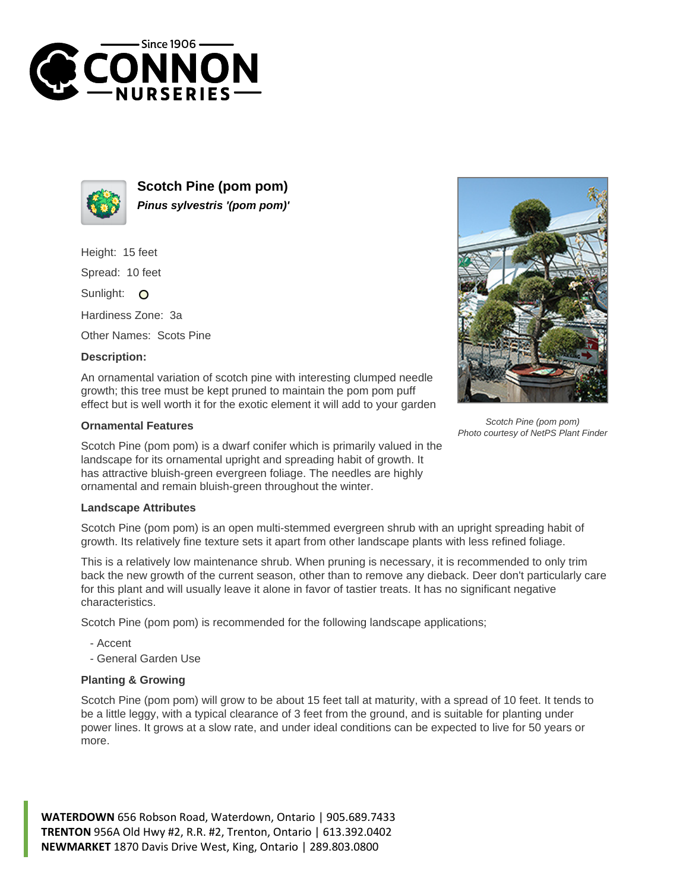# Scotch Pine (pom pom)

***Pinus sylvestris '(pom pom)'***

Height: 15 feet

Spread: 10 feet

Sunlight:

Hardiness Zone: 3a

Other Names: Scots Pine

**Description:**

An ornamental variation of scotch pine with interesting clumped needle growth; this tree must be kept pruned to maintain the pom pom puff effect but is well worth it for the exotic element it will add to your garden

*Scotch Pine (pom pom)*
*Photo courtesy of NetPS Plant Finder*

### Ornamental Features

Scotch Pine (pom pom) is a dwarf conifer which is primarily valued in the landscape for its ornamental upright and spreading habit of growth. It has attractive bluish-green evergreen foliage. The needles are highly ornamental and remain bluish-green throughout the winter.

### Landscape Attributes

Scotch Pine (pom pom) is an open multi-stemmed evergreen shrub with an upright spreading habit of growth. Its relatively fine texture sets it apart from other landscape plants with less refined foliage.

This is a relatively low maintenance shrub. When pruning is necessary, it is recommended to only trim back the new growth of the current season, other than to remove any dieback. Deer don't particularly care for this plant and will usually leave it alone in favor of tastier treats. It has no significant negative characteristics.

Scotch Pine (pom pom) is recommended for the following landscape applications;

- Accent
- General Garden Use

### Planting & Growing

Scotch Pine (pom pom) will grow to be about 15 feet tall at maturity, with a spread of 10 feet. It tends to be a little leggy, with a typical clearance of 3 feet from the ground, and is suitable for planting under power lines. It grows at a slow rate, and under ideal conditions can be expected to live for 50 years or more.

**WATERDOWN** 656 Robson Road, Waterdown, Ontario | 905.689.7433
**TRENTON** 956A Old Hwy #2, R.R. #2, Trenton, Ontario | 613.392.0402
**NEWMARKET** 1870 Davis Drive West, King, Ontario | 289.803.0800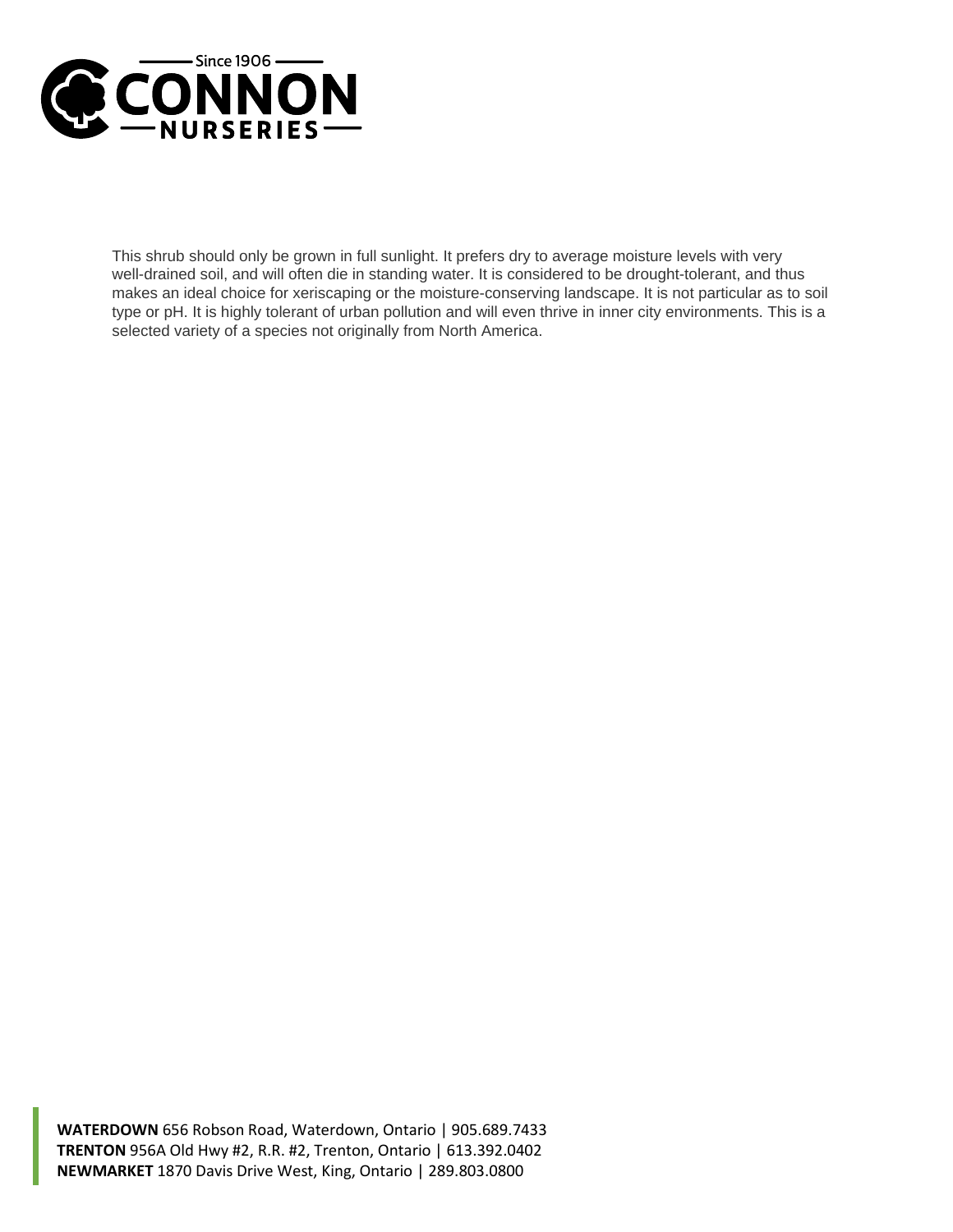This shrub should only be grown in full sunlight. It prefers dry to average moisture levels with very well-drained soil, and will often die in standing water. It is considered to be drought-tolerant, and thus makes an ideal choice for xeriscaping or the moisture-conserving landscape. It is not particular as to soil type or pH. It is highly tolerant of urban pollution and will even thrive in inner city environments. This is a selected variety of a species not originally from North America.